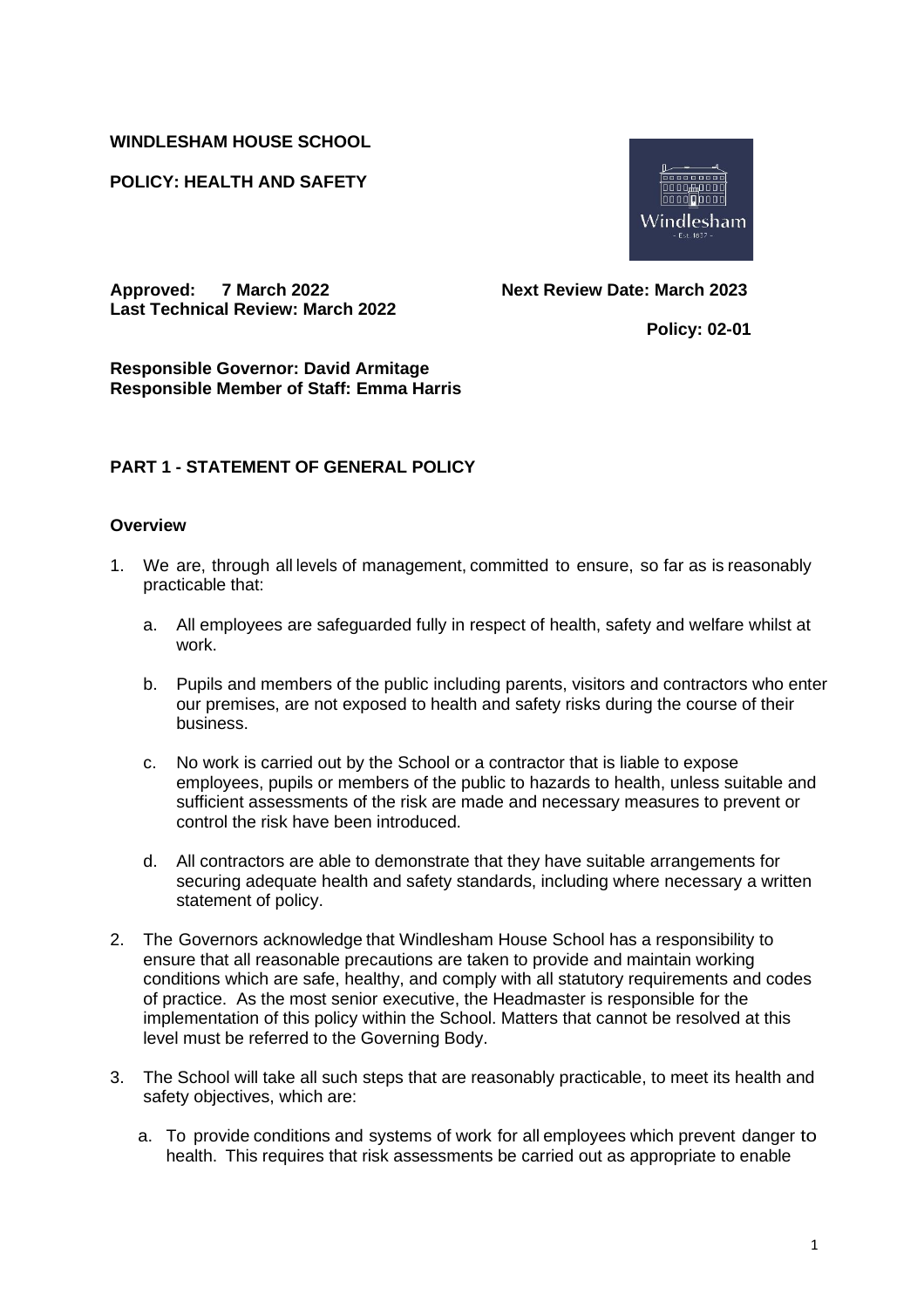**WINDLESHAM HOUSE SCHOOL**

**POLICY: HEALTH AND SAFETY**

**Approved: 7 March 2022**
**Last Technical Review: March 2022**

**Next Review Date: March 2023**

**Policy: 02-01**

**Responsible Governor: David Armitage**
**Responsible Member of Staff: Emma Harris**

## PART 1 - STATEMENT OF GENERAL POLICY

### Overview

1. We are, through all levels of management, committed to ensure, so far as is reasonably practicable that:

   a. All employees are safeguarded fully in respect of health, safety and welfare whilst at work.

   b. Pupils and members of the public including parents, visitors and contractors who enter our premises, are not exposed to health and safety risks during the course of their business.

   c. No work is carried out by the School or a contractor that is liable to expose employees, pupils or members of the public to hazards to health, unless suitable and sufficient assessments of the risk are made and necessary measures to prevent or control the risk have been introduced.

   d. All contractors are able to demonstrate that they have suitable arrangements for securing adequate health and safety standards, including where necessary a written statement of policy.

2. The Governors acknowledge that Windlesham House School has a responsibility to ensure that all reasonable precautions are taken to provide and maintain working conditions which are safe, healthy, and comply with all statutory requirements and codes of practice. As the most senior executive, the Headmaster is responsible for the implementation of this policy within the School. Matters that cannot be resolved at this level must be referred to the Governing Body.

3. The School will take all such steps that are reasonably practicable, to meet its health and safety objectives, which are:

   a. To provide conditions and systems of work for all employees which prevent danger to health. This requires that risk assessments be carried out as appropriate to enable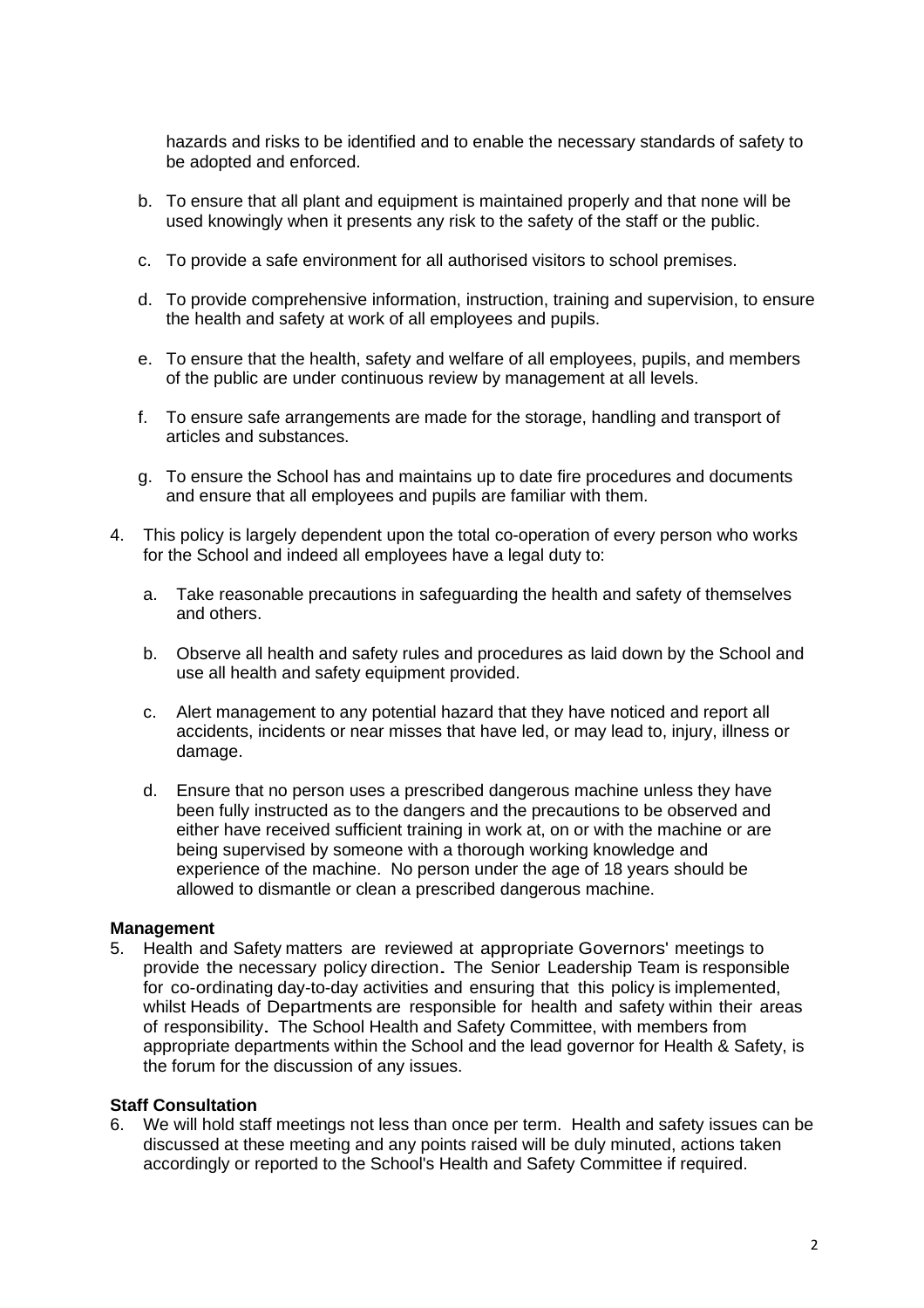hazards and risks to be identified and to enable the necessary standards of safety to be adopted and enforced.

b. To ensure that all plant and equipment is maintained properly and that none will be used knowingly when it presents any risk to the safety of the staff or the public.

c. To provide a safe environment for all authorised visitors to school premises.

d. To provide comprehensive information, instruction, training and supervision, to ensure the health and safety at work of all employees and pupils.

e. To ensure that the health, safety and welfare of all employees, pupils, and members of the public are under continuous review by management at all levels.

f. To ensure safe arrangements are made for the storage, handling and transport of articles and substances.

g. To ensure the School has and maintains up to date fire procedures and documents and ensure that all employees and pupils are familiar with them.

4. This policy is largely dependent upon the total co-operation of every person who works for the School and indeed all employees have a legal duty to:

   a. Take reasonable precautions in safeguarding the health and safety of themselves and others.

   b. Observe all health and safety rules and procedures as laid down by the School and use all health and safety equipment provided.

   c. Alert management to any potential hazard that they have noticed and report all accidents, incidents or near misses that have led, or may lead to, injury, illness or damage.

   d. Ensure that no person uses a prescribed dangerous machine unless they have been fully instructed as to the dangers and the precautions to be observed and either have received sufficient training in work at, on or with the machine or are being supervised by someone with a thorough working knowledge and experience of the machine. No person under the age of 18 years should be allowed to dismantle or clean a prescribed dangerous machine.

**Management**

5. Health and Safety matters are reviewed at appropriate Governors' meetings to provide the necessary policy direction. The Senior Leadership Team is responsible for co-ordinating day-to-day activities and ensuring that this policy is implemented, whilst Heads of Departments are responsible for health and safety within their areas of responsibility. The School Health and Safety Committee, with members from appropriate departments within the School and the lead governor for Health & Safety, is the forum for the discussion of any issues.

**Staff Consultation**

6. We will hold staff meetings not less than once per term. Health and safety issues can be discussed at these meeting and any points raised will be duly minuted, actions taken accordingly or reported to the School's Health and Safety Committee if required.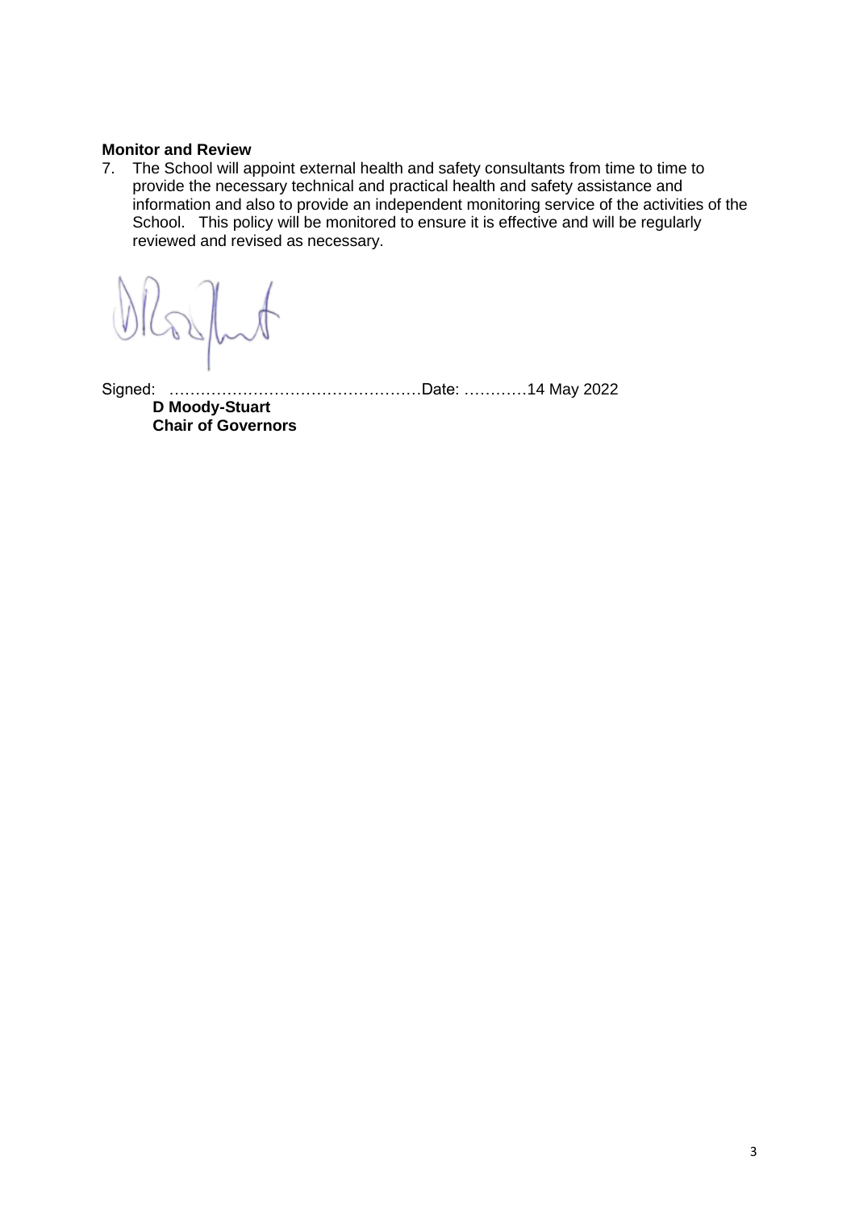**Monitor and Review**

7. The School will appoint external health and safety consultants from time to time to provide the necessary technical and practical health and safety assistance and information and also to provide an independent monitoring service of the activities of the School. This policy will be monitored to ensure it is effective and will be regularly reviewed and revised as necessary.

Signed: ………………………………………… Date: …………14 May 2022

**D Moody-Stuart**
**Chair of Governors**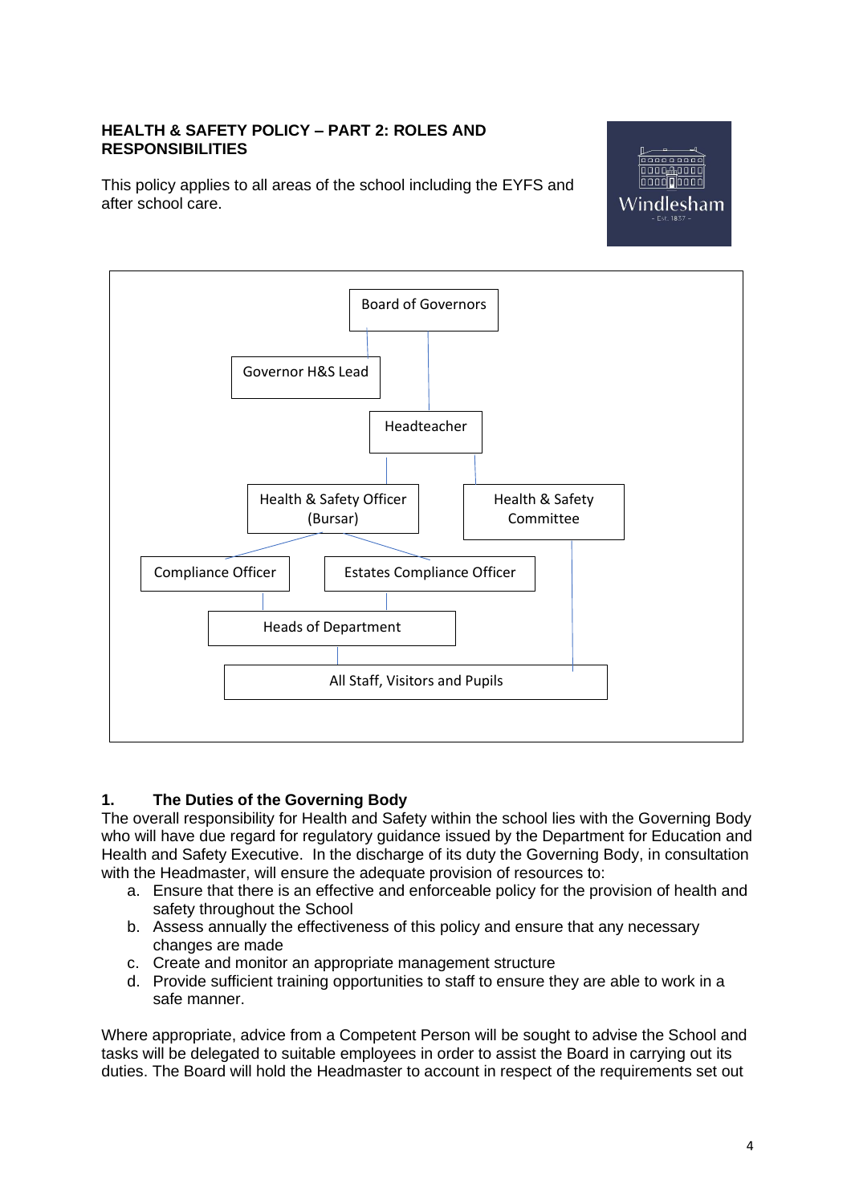**HEALTH & SAFETY POLICY – PART 2: ROLES AND RESPONSIBILITIES**

This policy applies to all areas of the school including the EYFS and after school care.

Windlesham
- Est. 1837 -

Board of Governors

Governor H&S Lead

Headteacher

Health & Safety Officer (Bursar)

Health & Safety Committee

Compliance Officer

Estates Compliance Officer

Heads of Department

All Staff, Visitors and Pupils

## 1. The Duties of the Governing Body

The overall responsibility for Health and Safety within the school lies with the Governing Body who will have due regard for regulatory guidance issued by the Department for Education and Health and Safety Executive. In the discharge of its duty the Governing Body, in consultation with the Headmaster, will ensure the adequate provision of resources to:

a. Ensure that there is an effective and enforceable policy for the provision of health and safety throughout the School
b. Assess annually the effectiveness of this policy and ensure that any necessary changes are made
c. Create and monitor an appropriate management structure
d. Provide sufficient training opportunities to staff to ensure they are able to work in a safe manner.

Where appropriate, advice from a Competent Person will be sought to advise the School and tasks will be delegated to suitable employees in order to assist the Board in carrying out its duties. The Board will hold the Headmaster to account in respect of the requirements set out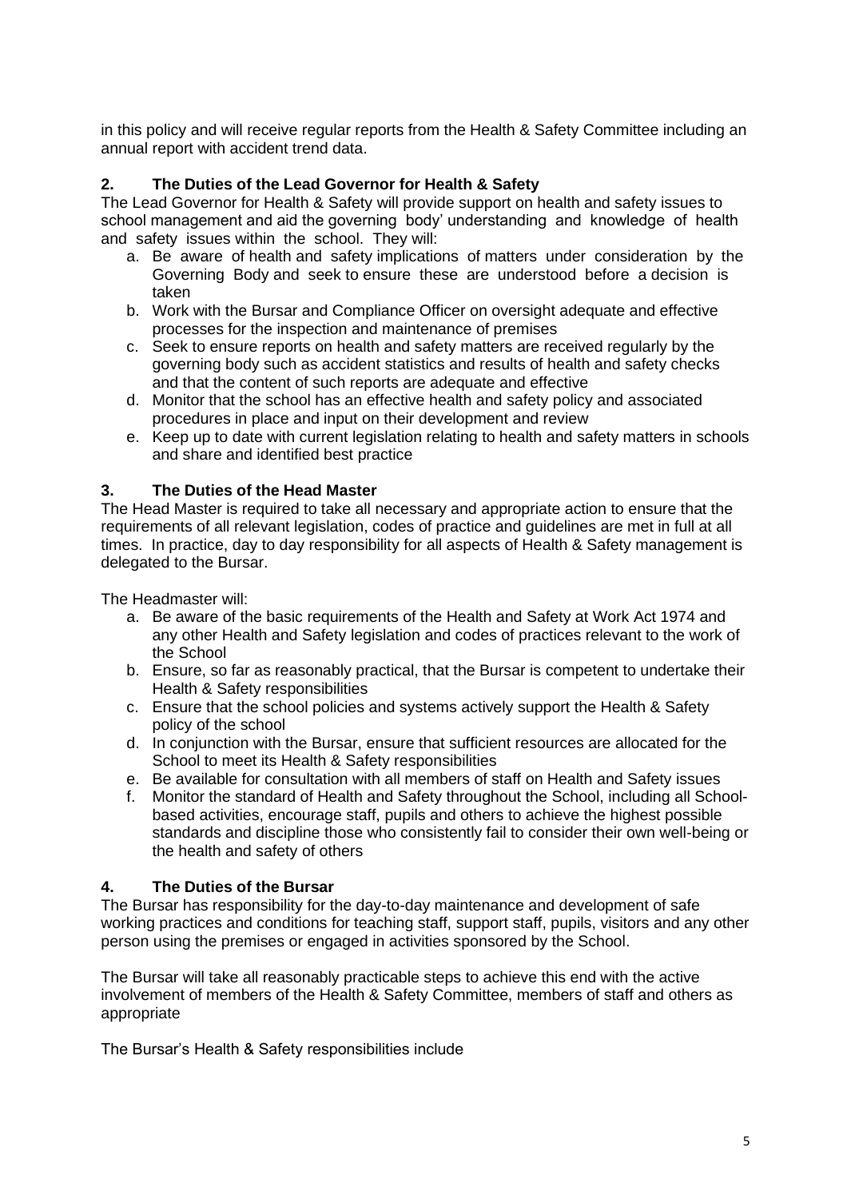in this policy and will receive regular reports from the Health & Safety Committee including an annual report with accident trend data.

## 2. The Duties of the Lead Governor for Health & Safety

The Lead Governor for Health & Safety will provide support on health and safety issues to school management and aid the governing body' understanding and knowledge of health and safety issues within the school. They will:

a. Be aware of health and safety implications of matters under consideration by the Governing Body and seek to ensure these are understood before a decision is taken
b. Work with the Bursar and Compliance Officer on oversight adequate and effective processes for the inspection and maintenance of premises
c. Seek to ensure reports on health and safety matters are received regularly by the governing body such as accident statistics and results of health and safety checks and that the content of such reports are adequate and effective
d. Monitor that the school has an effective health and safety policy and associated procedures in place and input on their development and review
e. Keep up to date with current legislation relating to health and safety matters in schools and share and identified best practice

## 3. The Duties of the Head Master

The Head Master is required to take all necessary and appropriate action to ensure that the requirements of all relevant legislation, codes of practice and guidelines are met in full at all times. In practice, day to day responsibility for all aspects of Health & Safety management is delegated to the Bursar.

The Headmaster will:

a. Be aware of the basic requirements of the Health and Safety at Work Act 1974 and any other Health and Safety legislation and codes of practices relevant to the work of the School
b. Ensure, so far as reasonably practical, that the Bursar is competent to undertake their Health & Safety responsibilities
c. Ensure that the school policies and systems actively support the Health & Safety policy of the school
d. In conjunction with the Bursar, ensure that sufficient resources are allocated for the School to meet its Health & Safety responsibilities
e. Be available for consultation with all members of staff on Health and Safety issues
f. Monitor the standard of Health and Safety throughout the School, including all School-based activities, encourage staff, pupils and others to achieve the highest possible standards and discipline those who consistently fail to consider their own well-being or the health and safety of others

## 4. The Duties of the Bursar

The Bursar has responsibility for the day-to-day maintenance and development of safe working practices and conditions for teaching staff, support staff, pupils, visitors and any other person using the premises or engaged in activities sponsored by the School.

The Bursar will take all reasonably practicable steps to achieve this end with the active involvement of members of the Health & Safety Committee, members of staff and others as appropriate

The Bursar's Health & Safety responsibilities include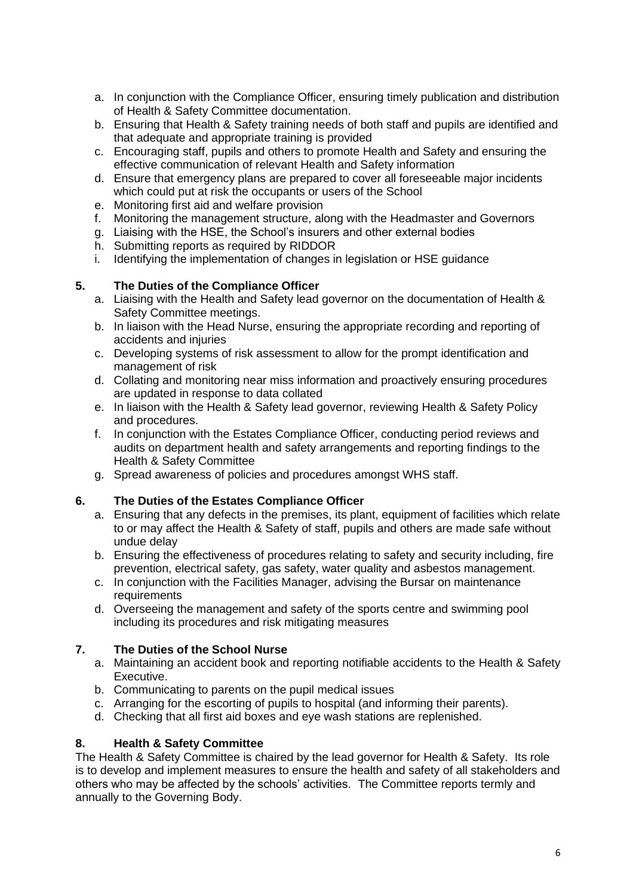a. In conjunction with the Compliance Officer, ensuring timely publication and distribution of Health & Safety Committee documentation.
b. Ensuring that Health & Safety training needs of both staff and pupils are identified and that adequate and appropriate training is provided
c. Encouraging staff, pupils and others to promote Health and Safety and ensuring the effective communication of relevant Health and Safety information
d. Ensure that emergency plans are prepared to cover all foreseeable major incidents which could put at risk the occupants or users of the School
e. Monitoring first aid and welfare provision
f. Monitoring the management structure, along with the Headmaster and Governors
g. Liaising with the HSE, the School's insurers and other external bodies
h. Submitting reports as required by RIDDOR
i. Identifying the implementation of changes in legislation or HSE guidance

## 5. The Duties of the Compliance Officer

a. Liaising with the Health and Safety lead governor on the documentation of Health & Safety Committee meetings.
b. In liaison with the Head Nurse, ensuring the appropriate recording and reporting of accidents and injuries
c. Developing systems of risk assessment to allow for the prompt identification and management of risk
d. Collating and monitoring near miss information and proactively ensuring procedures are updated in response to data collated
e. In liaison with the Health & Safety lead governor, reviewing Health & Safety Policy and procedures.
f. In conjunction with the Estates Compliance Officer, conducting period reviews and audits on department health and safety arrangements and reporting findings to the Health & Safety Committee
g. Spread awareness of policies and procedures amongst WHS staff.

## 6. The Duties of the Estates Compliance Officer

a. Ensuring that any defects in the premises, its plant, equipment of facilities which relate to or may affect the Health & Safety of staff, pupils and others are made safe without undue delay
b. Ensuring the effectiveness of procedures relating to safety and security including, fire prevention, electrical safety, gas safety, water quality and asbestos management.
c. In conjunction with the Facilities Manager, advising the Bursar on maintenance requirements
d. Overseeing the management and safety of the sports centre and swimming pool including its procedures and risk mitigating measures

## 7. The Duties of the School Nurse

a. Maintaining an accident book and reporting notifiable accidents to the Health & Safety Executive.
b. Communicating to parents on the pupil medical issues
c. Arranging for the escorting of pupils to hospital (and informing their parents).
d. Checking that all first aid boxes and eye wash stations are replenished.

## 8. Health & Safety Committee

The Health & Safety Committee is chaired by the lead governor for Health & Safety. Its role is to develop and implement measures to ensure the health and safety of all stakeholders and others who may be affected by the schools' activities. The Committee reports termly and annually to the Governing Body.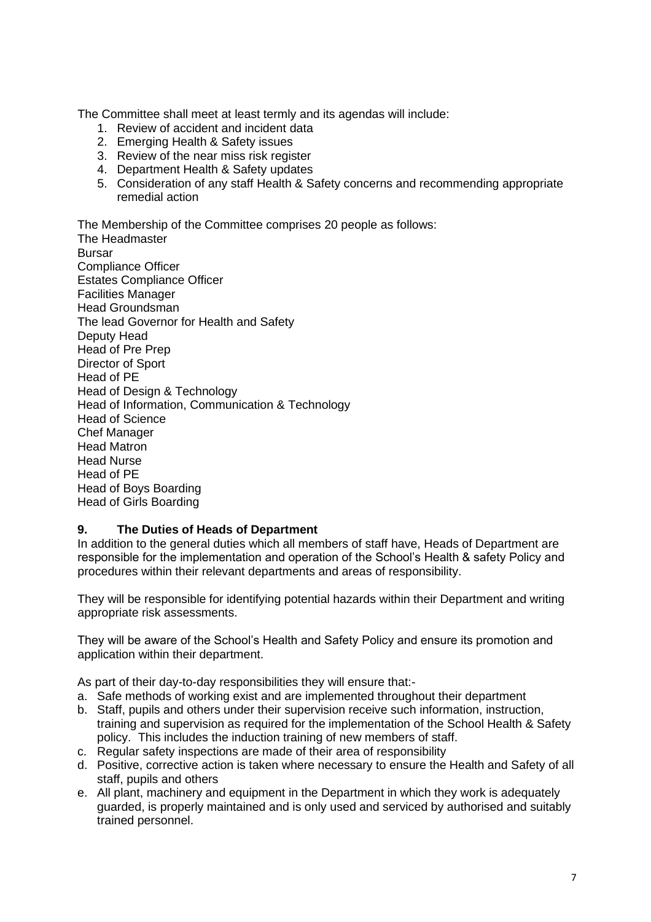The Committee shall meet at least termly and its agendas will include:

1. Review of accident and incident data
2. Emerging Health & Safety issues
3. Review of the near miss risk register
4. Department Health & Safety updates
5. Consideration of any staff Health & Safety concerns and recommending appropriate remedial action

The Membership of the Committee comprises 20 people as follows:

The Headmaster
Bursar
Compliance Officer
Estates Compliance Officer
Facilities Manager
Head Groundsman
The lead Governor for Health and Safety
Deputy Head
Head of Pre Prep
Director of Sport
Head of PE
Head of Design & Technology
Head of Information, Communication & Technology
Head of Science
Chef Manager
Head Matron
Head Nurse
Head of PE
Head of Boys Boarding
Head of Girls Boarding

## 9. The Duties of Heads of Department

In addition to the general duties which all members of staff have, Heads of Department are responsible for the implementation and operation of the School's Health & safety Policy and procedures within their relevant departments and areas of responsibility.

They will be responsible for identifying potential hazards within their Department and writing appropriate risk assessments.

They will be aware of the School's Health and Safety Policy and ensure its promotion and application within their department.

As part of their day-to-day responsibilities they will ensure that:-

a. Safe methods of working exist and are implemented throughout their department
b. Staff, pupils and others under their supervision receive such information, instruction, training and supervision as required for the implementation of the School Health & Safety policy. This includes the induction training of new members of staff.
c. Regular safety inspections are made of their area of responsibility
d. Positive, corrective action is taken where necessary to ensure the Health and Safety of all staff, pupils and others
e. All plant, machinery and equipment in the Department in which they work is adequately guarded, is properly maintained and is only used and serviced by authorised and suitably trained personnel.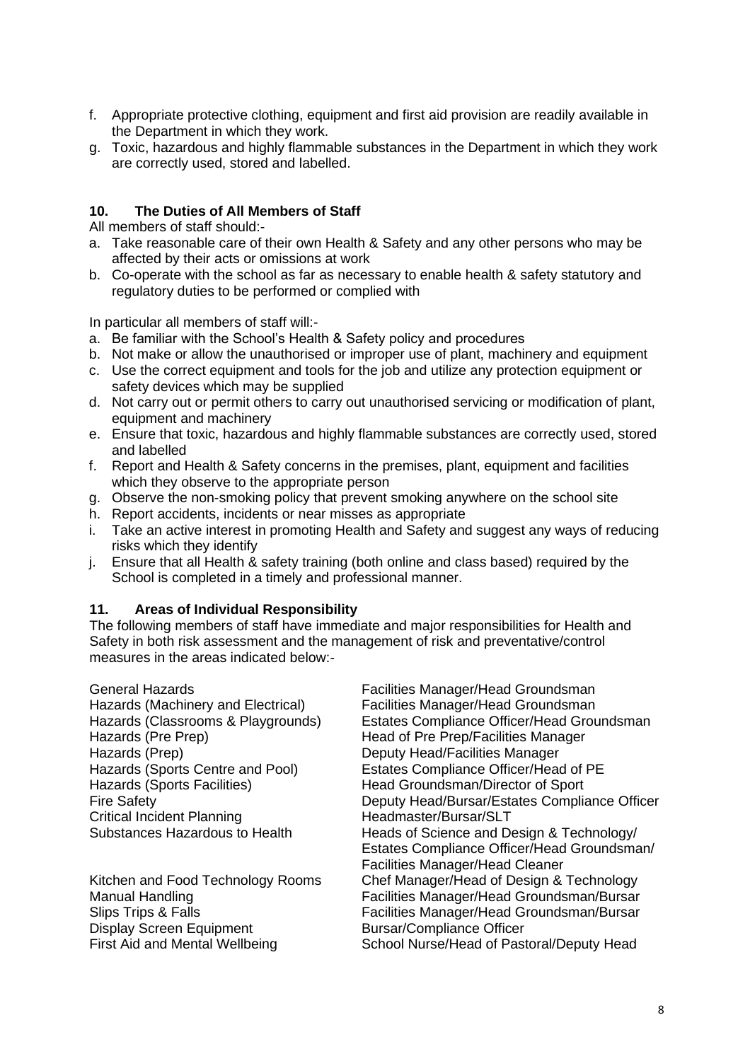f. Appropriate protective clothing, equipment and first aid provision are readily available in the Department in which they work.
g. Toxic, hazardous and highly flammable substances in the Department in which they work are correctly used, stored and labelled.

## 10. The Duties of All Members of Staff

All members of staff should:-

a. Take reasonable care of their own Health & Safety and any other persons who may be affected by their acts or omissions at work
b. Co-operate with the school as far as necessary to enable health & safety statutory and regulatory duties to be performed or complied with

In particular all members of staff will:-

a. Be familiar with the School's Health & Safety policy and procedures
b. Not make or allow the unauthorised or improper use of plant, machinery and equipment
c. Use the correct equipment and tools for the job and utilize any protection equipment or safety devices which may be supplied
d. Not carry out or permit others to carry out unauthorised servicing or modification of plant, equipment and machinery
e. Ensure that toxic, hazardous and highly flammable substances are correctly used, stored and labelled
f. Report and Health & Safety concerns in the premises, plant, equipment and facilities which they observe to the appropriate person
g. Observe the non-smoking policy that prevent smoking anywhere on the school site
h. Report accidents, incidents or near misses as appropriate
i. Take an active interest in promoting Health and Safety and suggest any ways of reducing risks which they identify
j. Ensure that all Health & safety training (both online and class based) required by the School is completed in a timely and professional manner.

## 11. Areas of Individual Responsibility

The following members of staff have immediate and major responsibilities for Health and Safety in both risk assessment and the management of risk and preventative/control measures in the areas indicated below:-

| Area | Responsible |
|---|---|
| General Hazards | Facilities Manager/Head Groundsman |
| Hazards (Machinery and Electrical) | Facilities Manager/Head Groundsman |
| Hazards (Classrooms & Playgrounds) | Estates Compliance Officer/Head Groundsman |
| Hazards (Pre Prep) | Head of Pre Prep/Facilities Manager |
| Hazards (Prep) | Deputy Head/Facilities Manager |
| Hazards (Sports Centre and Pool) | Estates Compliance Officer/Head of PE |
| Hazards (Sports Facilities) | Head Groundsman/Director of Sport |
| Fire Safety | Deputy Head/Bursar/Estates Compliance Officer |
| Critical Incident Planning | Headmaster/Bursar/SLT |
| Substances Hazardous to Health | Heads of Science and Design & Technology/ Estates Compliance Officer/Head Groundsman/ Facilities Manager/Head Cleaner |
| Kitchen and Food Technology Rooms | Chef Manager/Head of Design & Technology |
| Manual Handling | Facilities Manager/Head Groundsman/Bursar |
| Slips Trips & Falls | Facilities Manager/Head Groundsman/Bursar |
| Display Screen Equipment | Bursar/Compliance Officer |
| First Aid and Mental Wellbeing | School Nurse/Head of Pastoral/Deputy Head |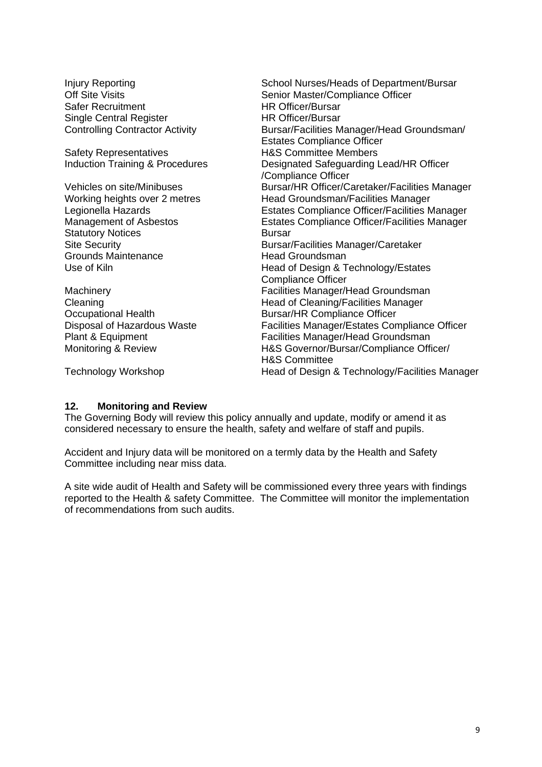| | |
|---|---|
| Injury Reporting | School Nurses/Heads of Department/Bursar |
| Off Site Visits | Senior Master/Compliance Officer |
| Safer Recruitment | HR Officer/Bursar |
| Single Central Register | HR Officer/Bursar |
| Controlling Contractor Activity | Bursar/Facilities Manager/Head Groundsman/ Estates Compliance Officer |
| Safety Representatives | H&S Committee Members |
| Induction Training & Procedures | Designated Safeguarding Lead/HR Officer /Compliance Officer |
| Vehicles on site/Minibuses | Bursar/HR Officer/Caretaker/Facilities Manager |
| Working heights over 2 metres | Head Groundsman/Facilities Manager |
| Legionella Hazards | Estates Compliance Officer/Facilities Manager |
| Management of Asbestos | Estates Compliance Officer/Facilities Manager |
| Statutory Notices | Bursar |
| Site Security | Bursar/Facilities Manager/Caretaker |
| Grounds Maintenance | Head Groundsman |
| Use of Kiln | Head of Design & Technology/Estates Compliance Officer |
| Machinery | Facilities Manager/Head Groundsman |
| Cleaning | Head of Cleaning/Facilities Manager |
| Occupational Health | Bursar/HR Compliance Officer |
| Disposal of Hazardous Waste | Facilities Manager/Estates Compliance Officer |
| Plant & Equipment | Facilities Manager/Head Groundsman |
| Monitoring & Review | H&S Governor/Bursar/Compliance Officer/ H&S Committee |
| Technology Workshop | Head of Design & Technology/Facilities Manager |

## 12. Monitoring and Review

The Governing Body will review this policy annually and update, modify or amend it as considered necessary to ensure the health, safety and welfare of staff and pupils.

Accident and Injury data will be monitored on a termly data by the Health and Safety Committee including near miss data.

A site wide audit of Health and Safety will be commissioned every three years with findings reported to the Health & safety Committee. The Committee will monitor the implementation of recommendations from such audits.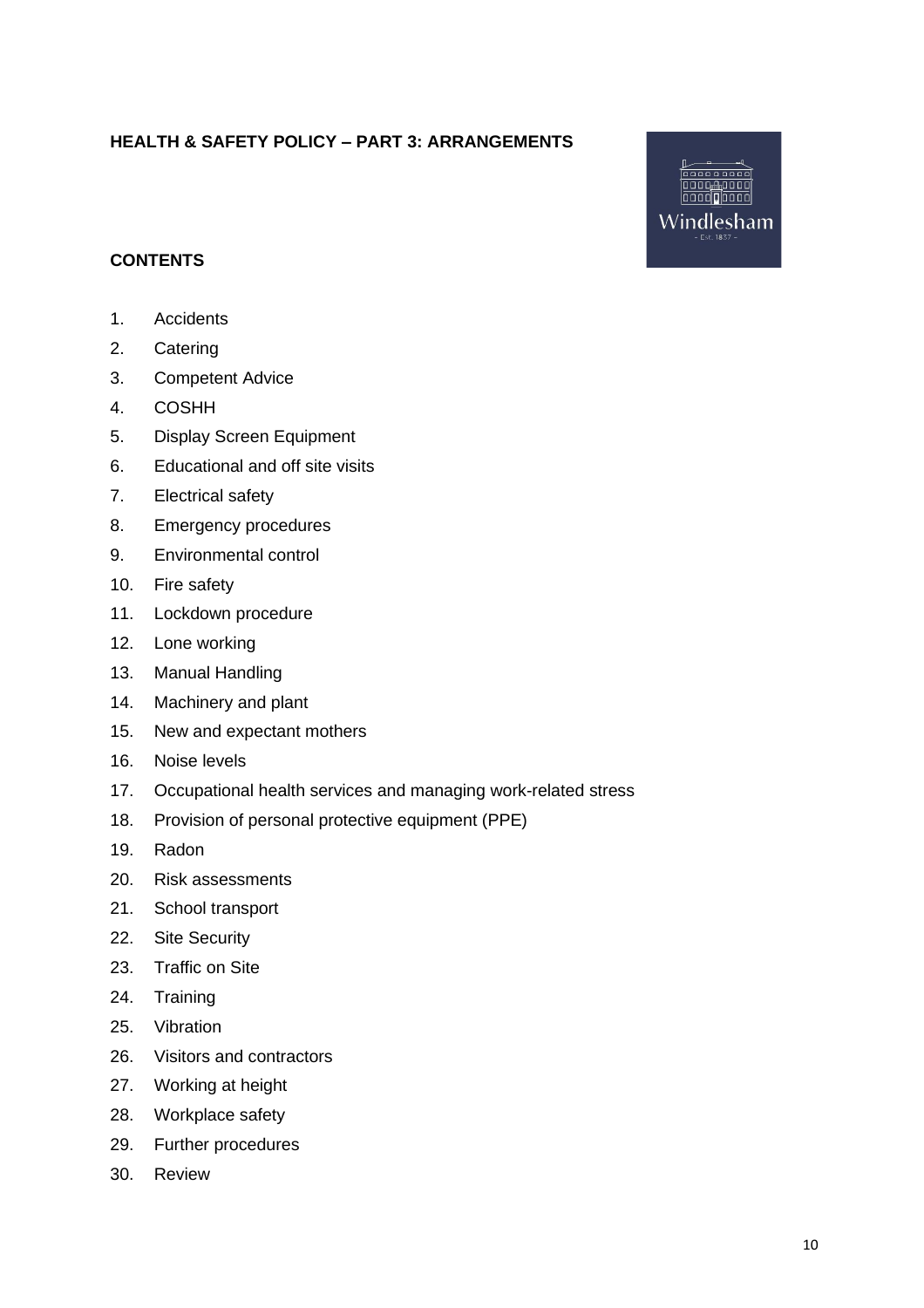**HEALTH & SAFETY POLICY – PART 3: ARRANGEMENTS**

**CONTENTS**

1. Accidents
2. Catering
3. Competent Advice
4. COSHH
5. Display Screen Equipment
6. Educational and off site visits
7. Electrical safety
8. Emergency procedures
9. Environmental control
10. Fire safety
11. Lockdown procedure
12. Lone working
13. Manual Handling
14. Machinery and plant
15. New and expectant mothers
16. Noise levels
17. Occupational health services and managing work-related stress
18. Provision of personal protective equipment (PPE)
19. Radon
20. Risk assessments
21. School transport
22. Site Security
23. Traffic on Site
24. Training
25. Vibration
26. Visitors and contractors
27. Working at height
28. Workplace safety
29. Further procedures
30. Review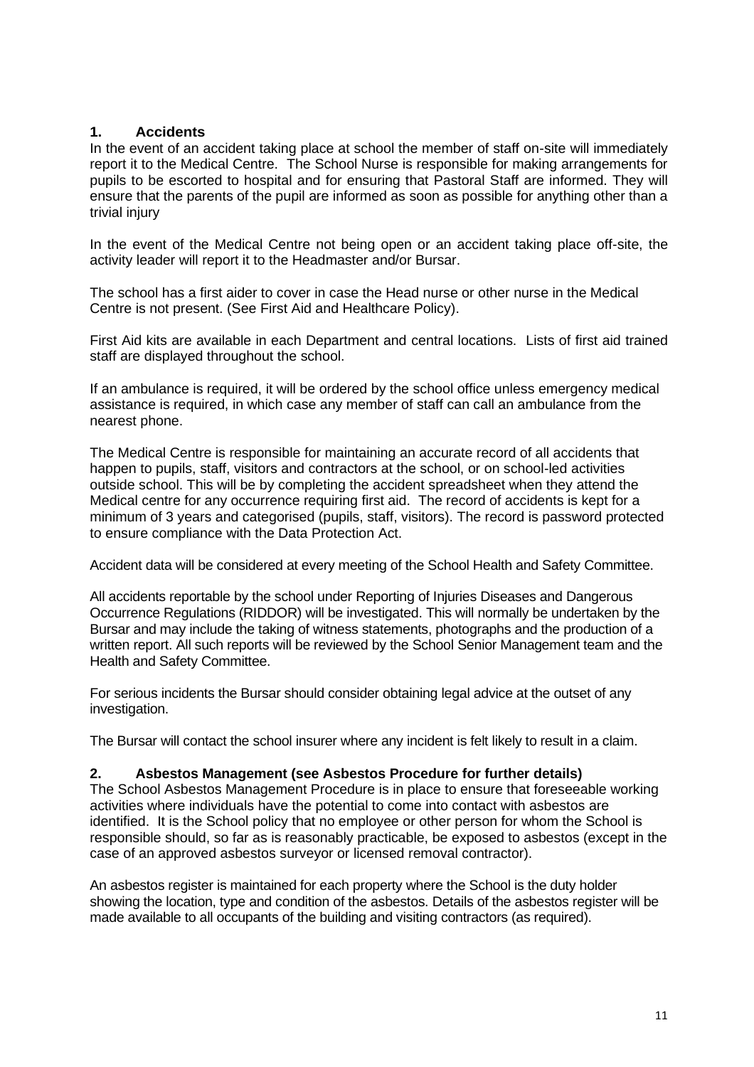## 1. Accidents

In the event of an accident taking place at school the member of staff on-site will immediately report it to the Medical Centre. The School Nurse is responsible for making arrangements for pupils to be escorted to hospital and for ensuring that Pastoral Staff are informed. They will ensure that the parents of the pupil are informed as soon as possible for anything other than a trivial injury

In the event of the Medical Centre not being open or an accident taking place off-site, the activity leader will report it to the Headmaster and/or Bursar.

The school has a first aider to cover in case the Head nurse or other nurse in the Medical Centre is not present. (See First Aid and Healthcare Policy).

First Aid kits are available in each Department and central locations. Lists of first aid trained staff are displayed throughout the school.

If an ambulance is required, it will be ordered by the school office unless emergency medical assistance is required, in which case any member of staff can call an ambulance from the nearest phone.

The Medical Centre is responsible for maintaining an accurate record of all accidents that happen to pupils, staff, visitors and contractors at the school, or on school-led activities outside school. This will be by completing the accident spreadsheet when they attend the Medical centre for any occurrence requiring first aid. The record of accidents is kept for a minimum of 3 years and categorised (pupils, staff, visitors). The record is password protected to ensure compliance with the Data Protection Act.

Accident data will be considered at every meeting of the School Health and Safety Committee.

All accidents reportable by the school under Reporting of Injuries Diseases and Dangerous Occurrence Regulations (RIDDOR) will be investigated. This will normally be undertaken by the Bursar and may include the taking of witness statements, photographs and the production of a written report. All such reports will be reviewed by the School Senior Management team and the Health and Safety Committee.

For serious incidents the Bursar should consider obtaining legal advice at the outset of any investigation.

The Bursar will contact the school insurer where any incident is felt likely to result in a claim.

## 2. Asbestos Management (see Asbestos Procedure for further details)

The School Asbestos Management Procedure is in place to ensure that foreseeable working activities where individuals have the potential to come into contact with asbestos are identified. It is the School policy that no employee or other person for whom the School is responsible should, so far as is reasonably practicable, be exposed to asbestos (except in the case of an approved asbestos surveyor or licensed removal contractor).

An asbestos register is maintained for each property where the School is the duty holder showing the location, type and condition of the asbestos. Details of the asbestos register will be made available to all occupants of the building and visiting contractors (as required).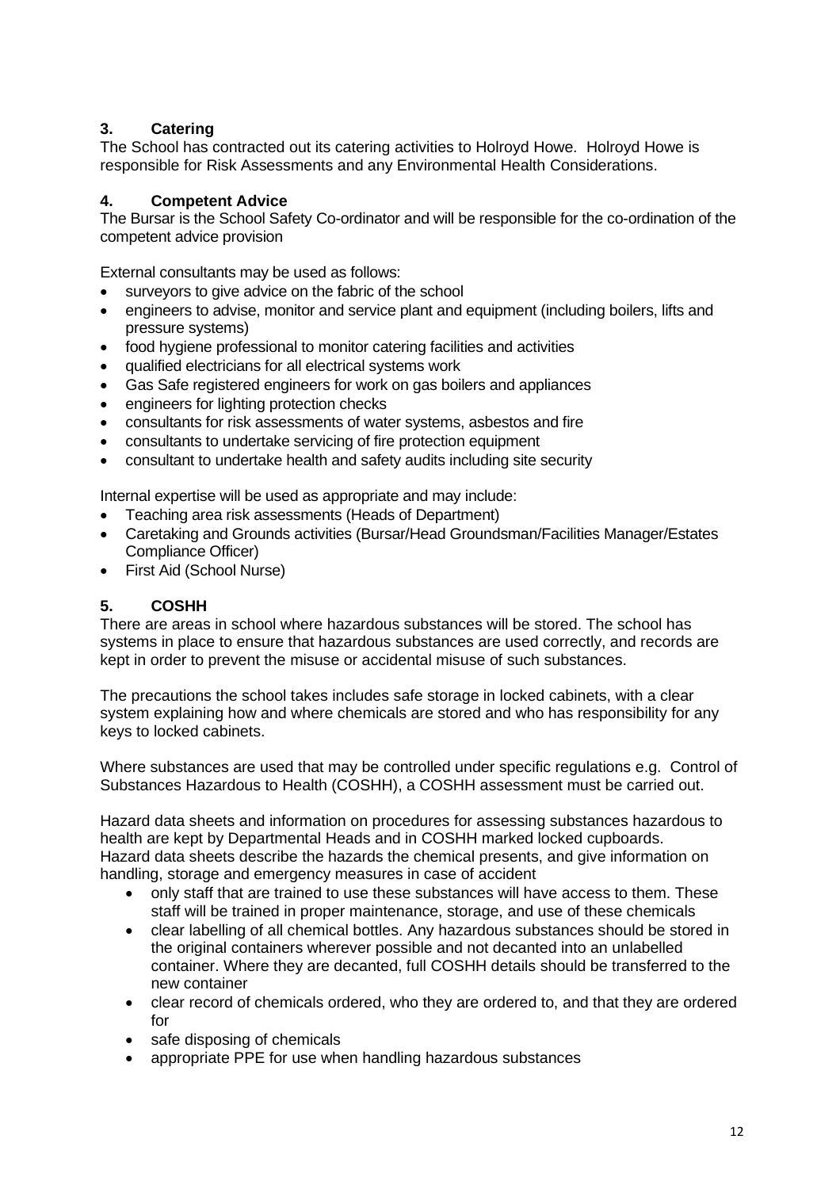## 3. Catering

The School has contracted out its catering activities to Holroyd Howe. Holroyd Howe is responsible for Risk Assessments and any Environmental Health Considerations.

## 4. Competent Advice

The Bursar is the School Safety Co-ordinator and will be responsible for the co-ordination of the competent advice provision

External consultants may be used as follows:

- surveyors to give advice on the fabric of the school
- engineers to advise, monitor and service plant and equipment (including boilers, lifts and pressure systems)
- food hygiene professional to monitor catering facilities and activities
- qualified electricians for all electrical systems work
- Gas Safe registered engineers for work on gas boilers and appliances
- engineers for lighting protection checks
- consultants for risk assessments of water systems, asbestos and fire
- consultants to undertake servicing of fire protection equipment
- consultant to undertake health and safety audits including site security

Internal expertise will be used as appropriate and may include:

- Teaching area risk assessments (Heads of Department)
- Caretaking and Grounds activities (Bursar/Head Groundsman/Facilities Manager/Estates Compliance Officer)
- First Aid (School Nurse)

## 5. COSHH

There are areas in school where hazardous substances will be stored. The school has systems in place to ensure that hazardous substances are used correctly, and records are kept in order to prevent the misuse or accidental misuse of such substances.

The precautions the school takes includes safe storage in locked cabinets, with a clear system explaining how and where chemicals are stored and who has responsibility for any keys to locked cabinets.

Where substances are used that may be controlled under specific regulations e.g. Control of Substances Hazardous to Health (COSHH), a COSHH assessment must be carried out.

Hazard data sheets and information on procedures for assessing substances hazardous to health are kept by Departmental Heads and in COSHH marked locked cupboards. Hazard data sheets describe the hazards the chemical presents, and give information on handling, storage and emergency measures in case of accident

- only staff that are trained to use these substances will have access to them. These staff will be trained in proper maintenance, storage, and use of these chemicals
- clear labelling of all chemical bottles. Any hazardous substances should be stored in the original containers wherever possible and not decanted into an unlabelled container. Where they are decanted, full COSHH details should be transferred to the new container
- clear record of chemicals ordered, who they are ordered to, and that they are ordered for
- safe disposing of chemicals
- appropriate PPE for use when handling hazardous substances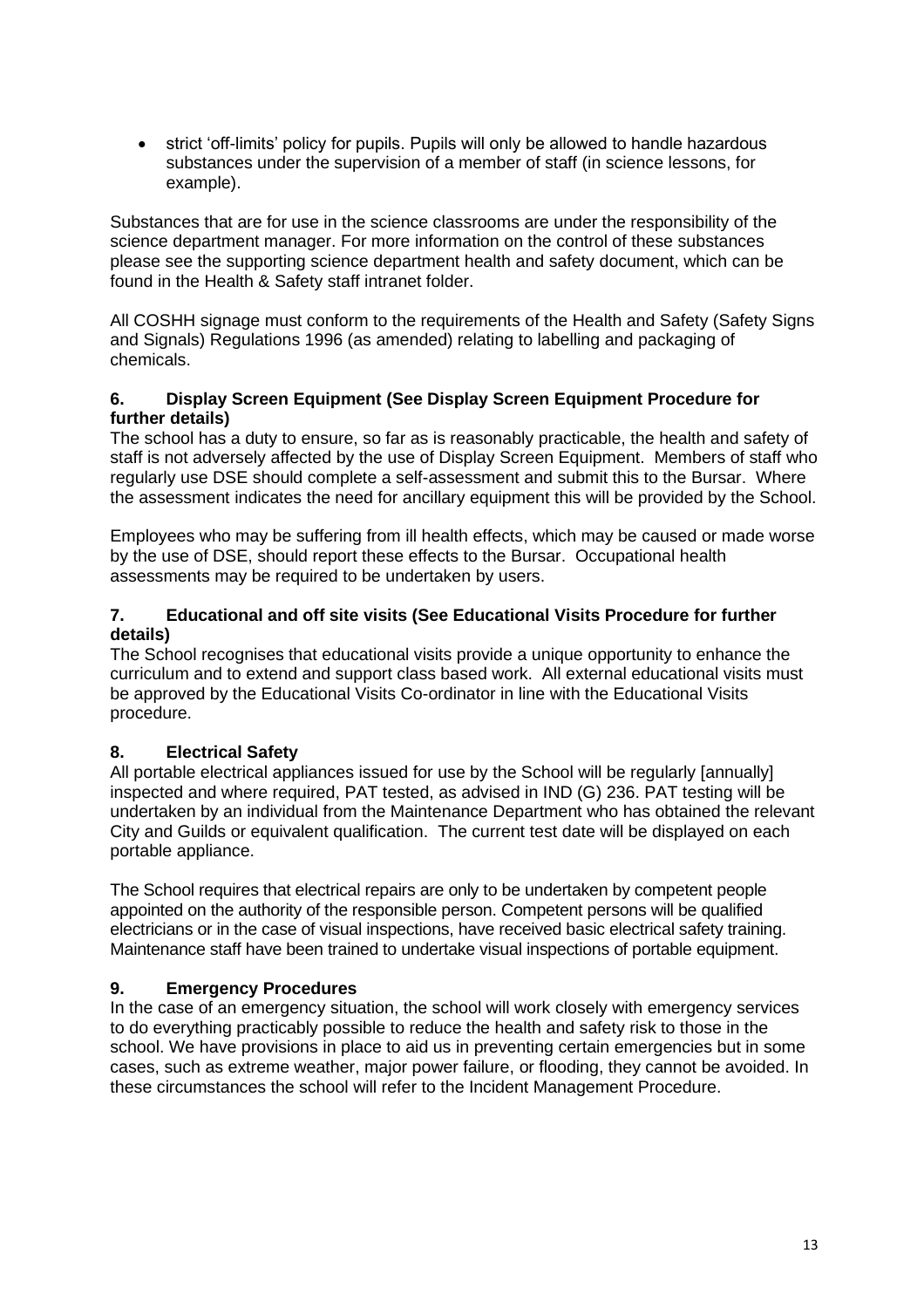- strict 'off-limits' policy for pupils. Pupils will only be allowed to handle hazardous substances under the supervision of a member of staff (in science lessons, for example).

Substances that are for use in the science classrooms are under the responsibility of the science department manager. For more information on the control of these substances please see the supporting science department health and safety document, which can be found in the Health & Safety staff intranet folder.

All COSHH signage must conform to the requirements of the Health and Safety (Safety Signs and Signals) Regulations 1996 (as amended) relating to labelling and packaging of chemicals.

### 6. Display Screen Equipment (See Display Screen Equipment Procedure for further details)

The school has a duty to ensure, so far as is reasonably practicable, the health and safety of staff is not adversely affected by the use of Display Screen Equipment. Members of staff who regularly use DSE should complete a self-assessment and submit this to the Bursar. Where the assessment indicates the need for ancillary equipment this will be provided by the School.

Employees who may be suffering from ill health effects, which may be caused or made worse by the use of DSE, should report these effects to the Bursar. Occupational health assessments may be required to be undertaken by users.

### 7. Educational and off site visits (See Educational Visits Procedure for further details)

The School recognises that educational visits provide a unique opportunity to enhance the curriculum and to extend and support class based work. All external educational visits must be approved by the Educational Visits Co-ordinator in line with the Educational Visits procedure.

### 8. Electrical Safety

All portable electrical appliances issued for use by the School will be regularly [annually] inspected and where required, PAT tested, as advised in IND (G) 236. PAT testing will be undertaken by an individual from the Maintenance Department who has obtained the relevant City and Guilds or equivalent qualification. The current test date will be displayed on each portable appliance.

The School requires that electrical repairs are only to be undertaken by competent people appointed on the authority of the responsible person. Competent persons will be qualified electricians or in the case of visual inspections, have received basic electrical safety training. Maintenance staff have been trained to undertake visual inspections of portable equipment.

### 9. Emergency Procedures

In the case of an emergency situation, the school will work closely with emergency services to do everything practicably possible to reduce the health and safety risk to those in the school. We have provisions in place to aid us in preventing certain emergencies but in some cases, such as extreme weather, major power failure, or flooding, they cannot be avoided. In these circumstances the school will refer to the Incident Management Procedure.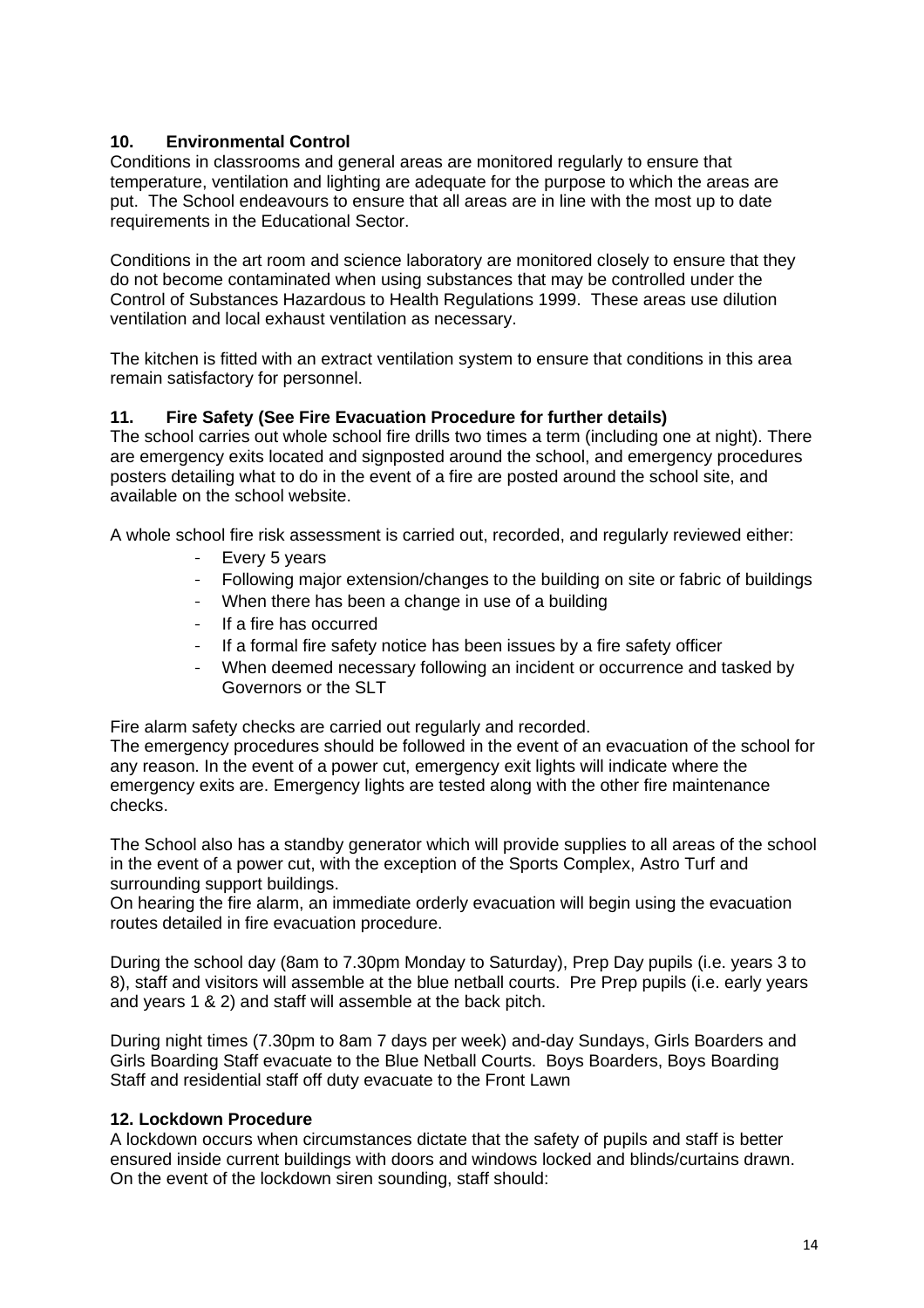## 10. Environmental Control

Conditions in classrooms and general areas are monitored regularly to ensure that temperature, ventilation and lighting are adequate for the purpose to which the areas are put. The School endeavours to ensure that all areas are in line with the most up to date requirements in the Educational Sector.

Conditions in the art room and science laboratory are monitored closely to ensure that they do not become contaminated when using substances that may be controlled under the Control of Substances Hazardous to Health Regulations 1999. These areas use dilution ventilation and local exhaust ventilation as necessary.

The kitchen is fitted with an extract ventilation system to ensure that conditions in this area remain satisfactory for personnel.

## 11. Fire Safety (See Fire Evacuation Procedure for further details)

The school carries out whole school fire drills two times a term (including one at night). There are emergency exits located and signposted around the school, and emergency procedures posters detailing what to do in the event of a fire are posted around the school site, and available on the school website.

A whole school fire risk assessment is carried out, recorded, and regularly reviewed either:

- Every 5 years
- Following major extension/changes to the building on site or fabric of buildings
- When there has been a change in use of a building
- If a fire has occurred
- If a formal fire safety notice has been issues by a fire safety officer
- When deemed necessary following an incident or occurrence and tasked by Governors or the SLT

Fire alarm safety checks are carried out regularly and recorded.
The emergency procedures should be followed in the event of an evacuation of the school for any reason. In the event of a power cut, emergency exit lights will indicate where the emergency exits are. Emergency lights are tested along with the other fire maintenance checks.

The School also has a standby generator which will provide supplies to all areas of the school in the event of a power cut, with the exception of the Sports Complex, Astro Turf and surrounding support buildings.
On hearing the fire alarm, an immediate orderly evacuation will begin using the evacuation routes detailed in fire evacuation procedure.

During the school day (8am to 7.30pm Monday to Saturday), Prep Day pupils (i.e. years 3 to 8), staff and visitors will assemble at the blue netball courts. Pre Prep pupils (i.e. early years and years 1 & 2) and staff will assemble at the back pitch.

During night times (7.30pm to 8am 7 days per week) and-day Sundays, Girls Boarders and Girls Boarding Staff evacuate to the Blue Netball Courts. Boys Boarders, Boys Boarding Staff and residential staff off duty evacuate to the Front Lawn

## 12. Lockdown Procedure

A lockdown occurs when circumstances dictate that the safety of pupils and staff is better ensured inside current buildings with doors and windows locked and blinds/curtains drawn. On the event of the lockdown siren sounding, staff should: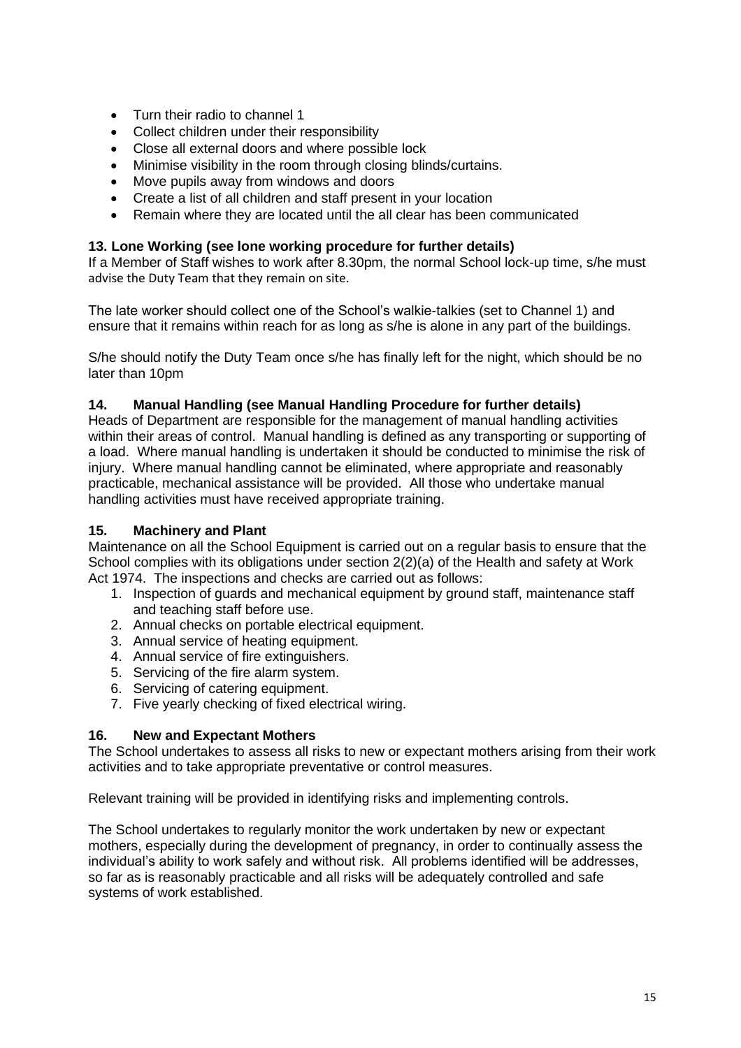- Turn their radio to channel 1
- Collect children under their responsibility
- Close all external doors and where possible lock
- Minimise visibility in the room through closing blinds/curtains.
- Move pupils away from windows and doors
- Create a list of all children and staff present in your location
- Remain where they are located until the all clear has been communicated

### 13. Lone Working (see lone working procedure for further details)

If a Member of Staff wishes to work after 8.30pm, the normal School lock-up time, s/he must advise the Duty Team that they remain on site.

The late worker should collect one of the School's walkie-talkies (set to Channel 1) and ensure that it remains within reach for as long as s/he is alone in any part of the buildings.

S/he should notify the Duty Team once s/he has finally left for the night, which should be no later than 10pm

### 14. Manual Handling (see Manual Handling Procedure for further details)

Heads of Department are responsible for the management of manual handling activities within their areas of control. Manual handling is defined as any transporting or supporting of a load. Where manual handling is undertaken it should be conducted to minimise the risk of injury. Where manual handling cannot be eliminated, where appropriate and reasonably practicable, mechanical assistance will be provided. All those who undertake manual handling activities must have received appropriate training.

### 15. Machinery and Plant

Maintenance on all the School Equipment is carried out on a regular basis to ensure that the School complies with its obligations under section 2(2)(a) of the Health and safety at Work Act 1974. The inspections and checks are carried out as follows:

1. Inspection of guards and mechanical equipment by ground staff, maintenance staff and teaching staff before use.
2. Annual checks on portable electrical equipment.
3. Annual service of heating equipment.
4. Annual service of fire extinguishers.
5. Servicing of the fire alarm system.
6. Servicing of catering equipment.
7. Five yearly checking of fixed electrical wiring.

### 16. New and Expectant Mothers

The School undertakes to assess all risks to new or expectant mothers arising from their work activities and to take appropriate preventative or control measures.

Relevant training will be provided in identifying risks and implementing controls.

The School undertakes to regularly monitor the work undertaken by new or expectant mothers, especially during the development of pregnancy, in order to continually assess the individual's ability to work safely and without risk. All problems identified will be addresses, so far as is reasonably practicable and all risks will be adequately controlled and safe systems of work established.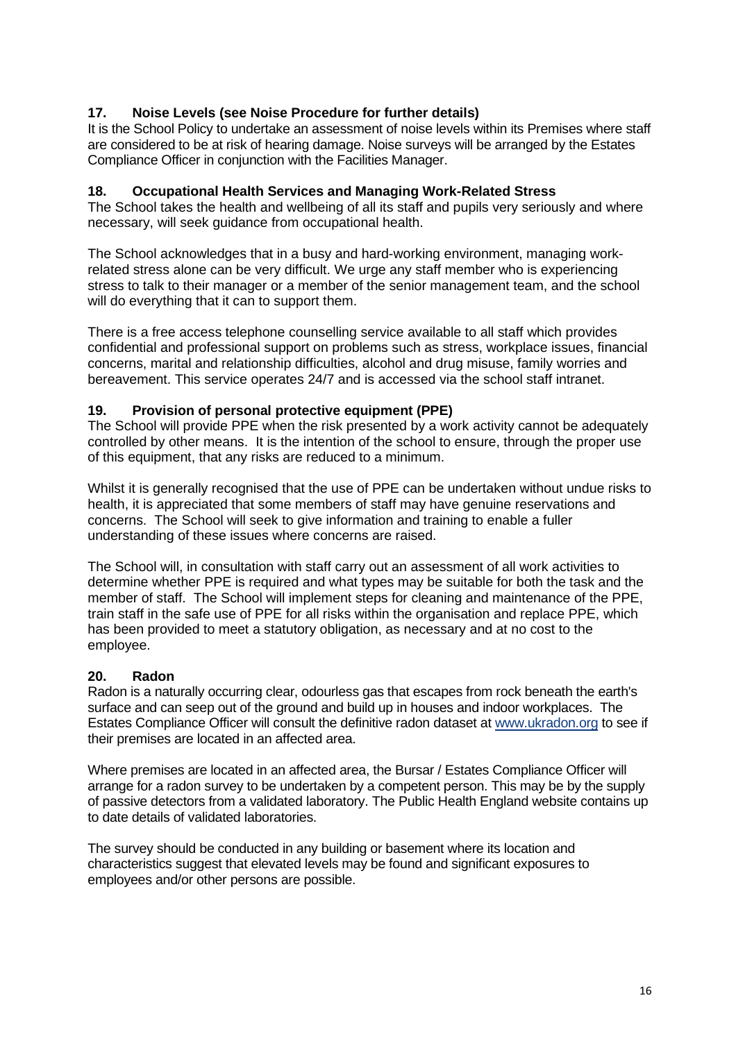## 17. Noise Levels (see Noise Procedure for further details)

It is the School Policy to undertake an assessment of noise levels within its Premises where staff are considered to be at risk of hearing damage. Noise surveys will be arranged by the Estates Compliance Officer in conjunction with the Facilities Manager.

## 18. Occupational Health Services and Managing Work-Related Stress

The School takes the health and wellbeing of all its staff and pupils very seriously and where necessary, will seek guidance from occupational health.

The School acknowledges that in a busy and hard-working environment, managing work-related stress alone can be very difficult. We urge any staff member who is experiencing stress to talk to their manager or a member of the senior management team, and the school will do everything that it can to support them.

There is a free access telephone counselling service available to all staff which provides confidential and professional support on problems such as stress, workplace issues, financial concerns, marital and relationship difficulties, alcohol and drug misuse, family worries and bereavement. This service operates 24/7 and is accessed via the school staff intranet.

## 19. Provision of personal protective equipment (PPE)

The School will provide PPE when the risk presented by a work activity cannot be adequately controlled by other means. It is the intention of the school to ensure, through the proper use of this equipment, that any risks are reduced to a minimum.

Whilst it is generally recognised that the use of PPE can be undertaken without undue risks to health, it is appreciated that some members of staff may have genuine reservations and concerns. The School will seek to give information and training to enable a fuller understanding of these issues where concerns are raised.

The School will, in consultation with staff carry out an assessment of all work activities to determine whether PPE is required and what types may be suitable for both the task and the member of staff. The School will implement steps for cleaning and maintenance of the PPE, train staff in the safe use of PPE for all risks within the organisation and replace PPE, which has been provided to meet a statutory obligation, as necessary and at no cost to the employee.

## 20. Radon

Radon is a naturally occurring clear, odourless gas that escapes from rock beneath the earth's surface and can seep out of the ground and build up in houses and indoor workplaces. The Estates Compliance Officer will consult the definitive radon dataset at www.ukradon.org to see if their premises are located in an affected area.

Where premises are located in an affected area, the Bursar / Estates Compliance Officer will arrange for a radon survey to be undertaken by a competent person. This may be by the supply of passive detectors from a validated laboratory. The Public Health England website contains up to date details of validated laboratories.

The survey should be conducted in any building or basement where its location and characteristics suggest that elevated levels may be found and significant exposures to employees and/or other persons are possible.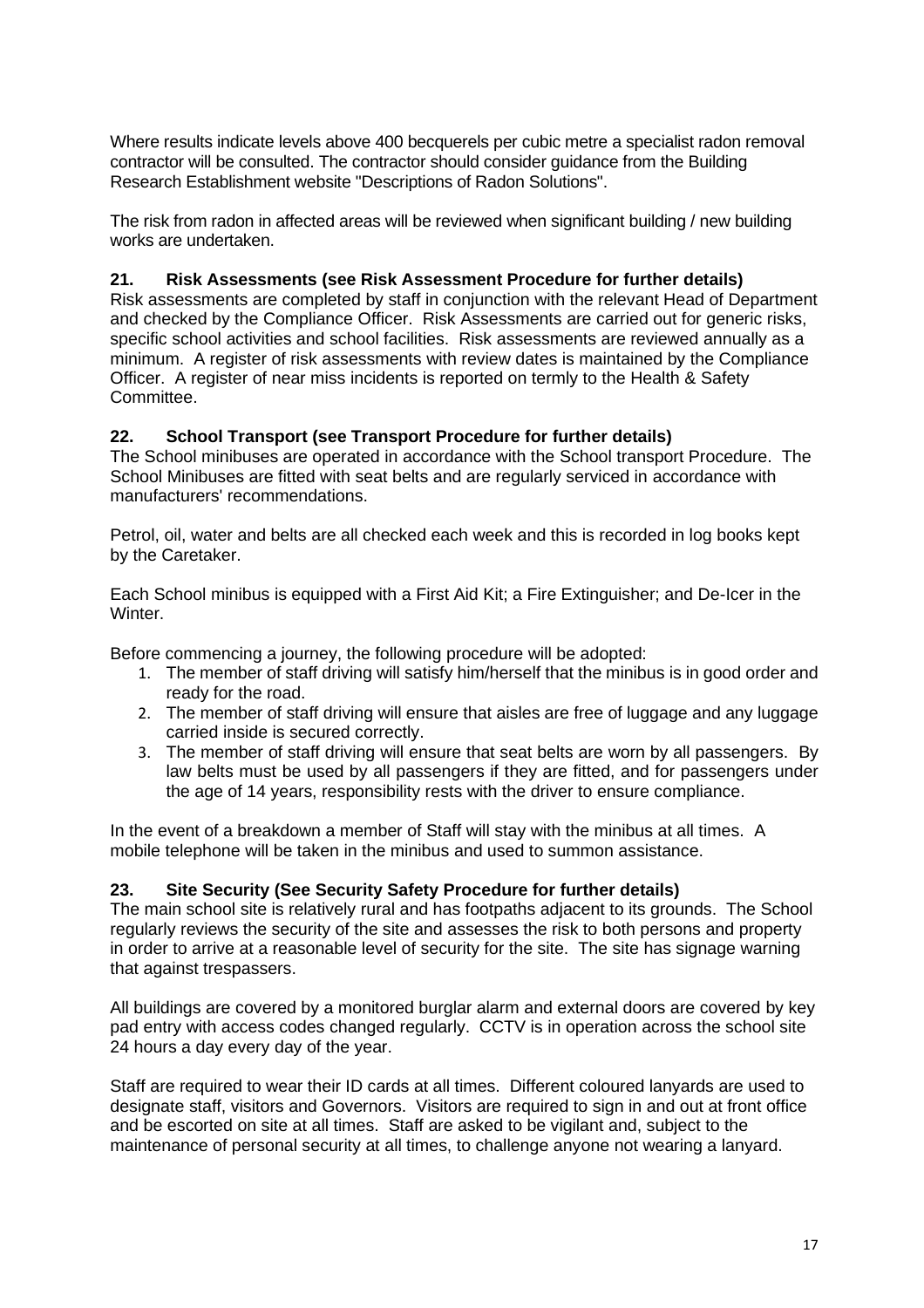Where results indicate levels above 400 becquerels per cubic metre a specialist radon removal contractor will be consulted. The contractor should consider guidance from the Building Research Establishment website "Descriptions of Radon Solutions".

The risk from radon in affected areas will be reviewed when significant building / new building works are undertaken.

### 21. Risk Assessments (see Risk Assessment Procedure for further details)

Risk assessments are completed by staff in conjunction with the relevant Head of Department and checked by the Compliance Officer. Risk Assessments are carried out for generic risks, specific school activities and school facilities. Risk assessments are reviewed annually as a minimum. A register of risk assessments with review dates is maintained by the Compliance Officer. A register of near miss incidents is reported on termly to the Health & Safety Committee.

### 22. School Transport (see Transport Procedure for further details)

The School minibuses are operated in accordance with the School transport Procedure. The School Minibuses are fitted with seat belts and are regularly serviced in accordance with manufacturers' recommendations.

Petrol, oil, water and belts are all checked each week and this is recorded in log books kept by the Caretaker.

Each School minibus is equipped with a First Aid Kit; a Fire Extinguisher; and De-Icer in the Winter.

Before commencing a journey, the following procedure will be adopted:

1. The member of staff driving will satisfy him/herself that the minibus is in good order and ready for the road.
2. The member of staff driving will ensure that aisles are free of luggage and any luggage carried inside is secured correctly.
3. The member of staff driving will ensure that seat belts are worn by all passengers. By law belts must be used by all passengers if they are fitted, and for passengers under the age of 14 years, responsibility rests with the driver to ensure compliance.

In the event of a breakdown a member of Staff will stay with the minibus at all times. A mobile telephone will be taken in the minibus and used to summon assistance.

### 23. Site Security (See Security Safety Procedure for further details)

The main school site is relatively rural and has footpaths adjacent to its grounds. The School regularly reviews the security of the site and assesses the risk to both persons and property in order to arrive at a reasonable level of security for the site. The site has signage warning that against trespassers.

All buildings are covered by a monitored burglar alarm and external doors are covered by key pad entry with access codes changed regularly. CCTV is in operation across the school site 24 hours a day every day of the year.

Staff are required to wear their ID cards at all times. Different coloured lanyards are used to designate staff, visitors and Governors. Visitors are required to sign in and out at front office and be escorted on site at all times. Staff are asked to be vigilant and, subject to the maintenance of personal security at all times, to challenge anyone not wearing a lanyard.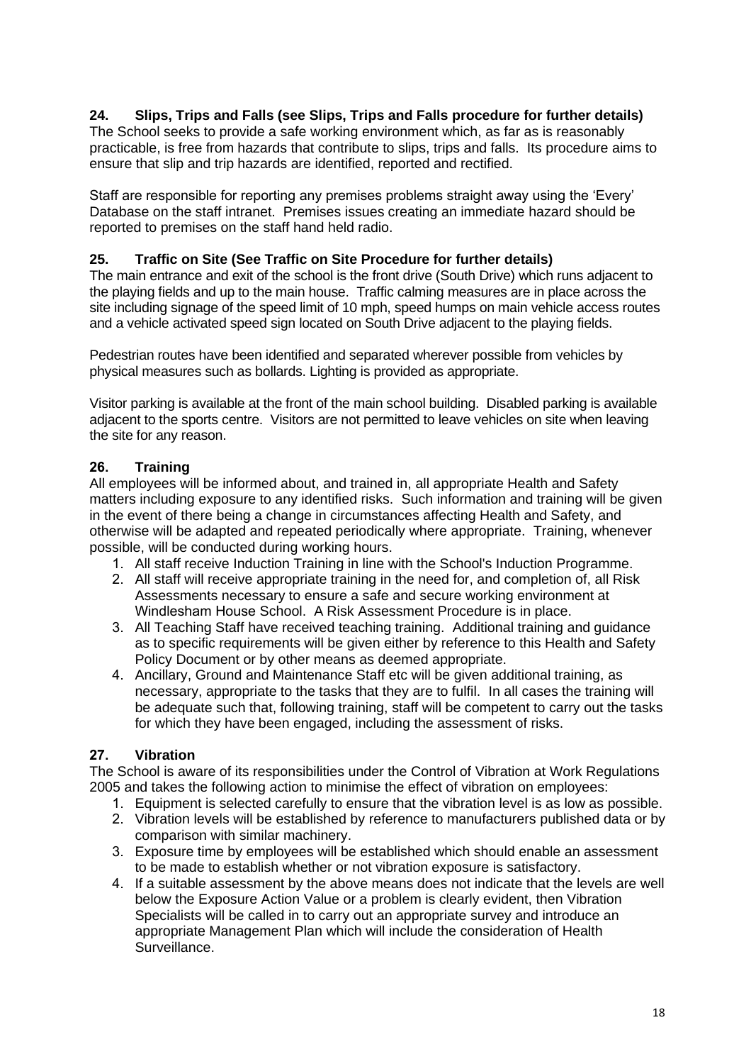## 24. Slips, Trips and Falls (see Slips, Trips and Falls procedure for further details)

The School seeks to provide a safe working environment which, as far as is reasonably practicable, is free from hazards that contribute to slips, trips and falls. Its procedure aims to ensure that slip and trip hazards are identified, reported and rectified.

Staff are responsible for reporting any premises problems straight away using the 'Every' Database on the staff intranet. Premises issues creating an immediate hazard should be reported to premises on the staff hand held radio.

## 25. Traffic on Site (See Traffic on Site Procedure for further details)

The main entrance and exit of the school is the front drive (South Drive) which runs adjacent to the playing fields and up to the main house. Traffic calming measures are in place across the site including signage of the speed limit of 10 mph, speed humps on main vehicle access routes and a vehicle activated speed sign located on South Drive adjacent to the playing fields.

Pedestrian routes have been identified and separated wherever possible from vehicles by physical measures such as bollards. Lighting is provided as appropriate.

Visitor parking is available at the front of the main school building. Disabled parking is available adjacent to the sports centre. Visitors are not permitted to leave vehicles on site when leaving the site for any reason.

## 26. Training

All employees will be informed about, and trained in, all appropriate Health and Safety matters including exposure to any identified risks. Such information and training will be given in the event of there being a change in circumstances affecting Health and Safety, and otherwise will be adapted and repeated periodically where appropriate. Training, whenever possible, will be conducted during working hours.

1. All staff receive Induction Training in line with the School's Induction Programme.
2. All staff will receive appropriate training in the need for, and completion of, all Risk Assessments necessary to ensure a safe and secure working environment at Windlesham House School. A Risk Assessment Procedure is in place.
3. All Teaching Staff have received teaching training. Additional training and guidance as to specific requirements will be given either by reference to this Health and Safety Policy Document or by other means as deemed appropriate.
4. Ancillary, Ground and Maintenance Staff etc will be given additional training, as necessary, appropriate to the tasks that they are to fulfil. In all cases the training will be adequate such that, following training, staff will be competent to carry out the tasks for which they have been engaged, including the assessment of risks.

## 27. Vibration

The School is aware of its responsibilities under the Control of Vibration at Work Regulations 2005 and takes the following action to minimise the effect of vibration on employees:

1. Equipment is selected carefully to ensure that the vibration level is as low as possible.
2. Vibration levels will be established by reference to manufacturers published data or by comparison with similar machinery.
3. Exposure time by employees will be established which should enable an assessment to be made to establish whether or not vibration exposure is satisfactory.
4. If a suitable assessment by the above means does not indicate that the levels are well below the Exposure Action Value or a problem is clearly evident, then Vibration Specialists will be called in to carry out an appropriate survey and introduce an appropriate Management Plan which will include the consideration of Health Surveillance.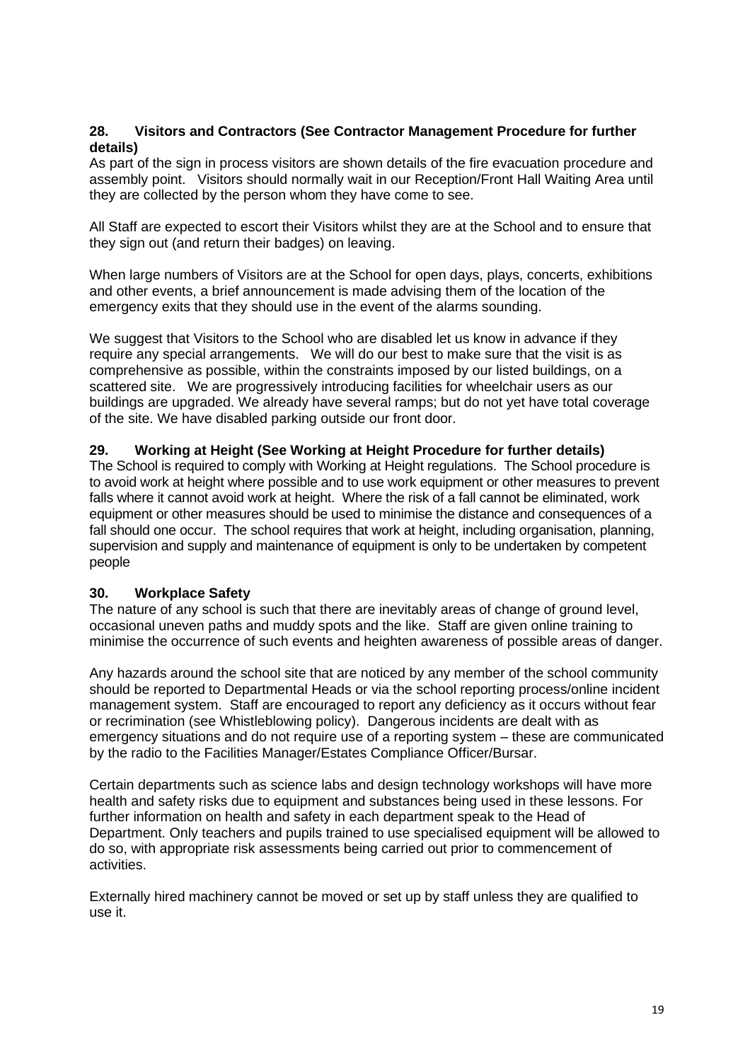**28. Visitors and Contractors (See Contractor Management Procedure for further details)**

As part of the sign in process visitors are shown details of the fire evacuation procedure and assembly point. Visitors should normally wait in our Reception/Front Hall Waiting Area until they are collected by the person whom they have come to see.

All Staff are expected to escort their Visitors whilst they are at the School and to ensure that they sign out (and return their badges) on leaving.

When large numbers of Visitors are at the School for open days, plays, concerts, exhibitions and other events, a brief announcement is made advising them of the location of the emergency exits that they should use in the event of the alarms sounding.

We suggest that Visitors to the School who are disabled let us know in advance if they require any special arrangements. We will do our best to make sure that the visit is as comprehensive as possible, within the constraints imposed by our listed buildings, on a scattered site. We are progressively introducing facilities for wheelchair users as our buildings are upgraded. We already have several ramps; but do not yet have total coverage of the site. We have disabled parking outside our front door.

**29. Working at Height (See Working at Height Procedure for further details)**

The School is required to comply with Working at Height regulations. The School procedure is to avoid work at height where possible and to use work equipment or other measures to prevent falls where it cannot avoid work at height. Where the risk of a fall cannot be eliminated, work equipment or other measures should be used to minimise the distance and consequences of a fall should one occur. The school requires that work at height, including organisation, planning, supervision and supply and maintenance of equipment is only to be undertaken by competent people

**30. Workplace Safety**

The nature of any school is such that there are inevitably areas of change of ground level, occasional uneven paths and muddy spots and the like. Staff are given online training to minimise the occurrence of such events and heighten awareness of possible areas of danger.

Any hazards around the school site that are noticed by any member of the school community should be reported to Departmental Heads or via the school reporting process/online incident management system. Staff are encouraged to report any deficiency as it occurs without fear or recrimination (see Whistleblowing policy). Dangerous incidents are dealt with as emergency situations and do not require use of a reporting system – these are communicated by the radio to the Facilities Manager/Estates Compliance Officer/Bursar.

Certain departments such as science labs and design technology workshops will have more health and safety risks due to equipment and substances being used in these lessons. For further information on health and safety in each department speak to the Head of Department. Only teachers and pupils trained to use specialised equipment will be allowed to do so, with appropriate risk assessments being carried out prior to commencement of activities.

Externally hired machinery cannot be moved or set up by staff unless they are qualified to use it.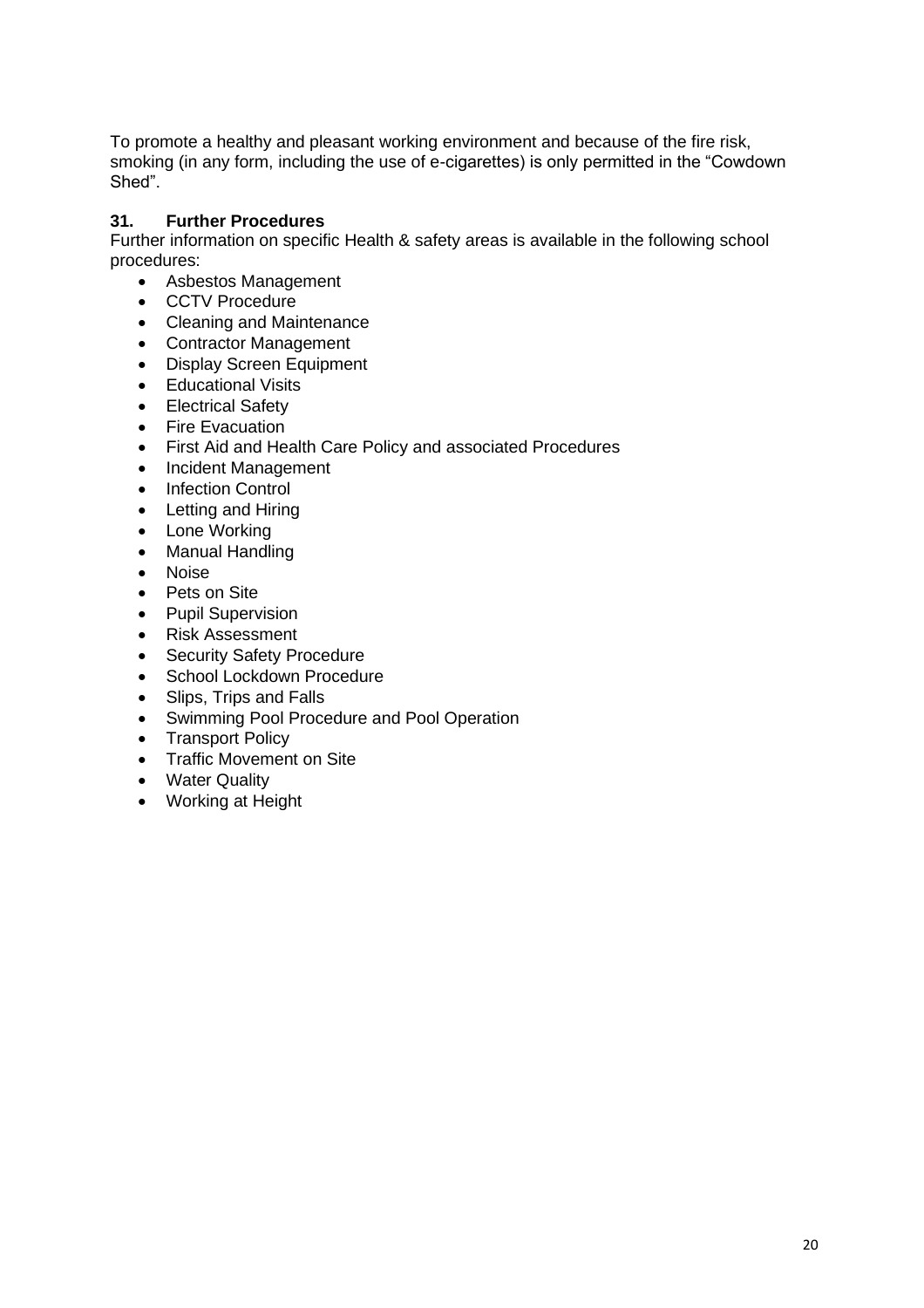To promote a healthy and pleasant working environment and because of the fire risk, smoking (in any form, including the use of e-cigarettes) is only permitted in the "Cowdown Shed".

## 31. Further Procedures

Further information on specific Health & safety areas is available in the following school procedures:

- Asbestos Management
- CCTV Procedure
- Cleaning and Maintenance
- Contractor Management
- Display Screen Equipment
- Educational Visits
- Electrical Safety
- Fire Evacuation
- First Aid and Health Care Policy and associated Procedures
- Incident Management
- Infection Control
- Letting and Hiring
- Lone Working
- Manual Handling
- Noise
- Pets on Site
- Pupil Supervision
- Risk Assessment
- Security Safety Procedure
- School Lockdown Procedure
- Slips, Trips and Falls
- Swimming Pool Procedure and Pool Operation
- Transport Policy
- Traffic Movement on Site
- Water Quality
- Working at Height